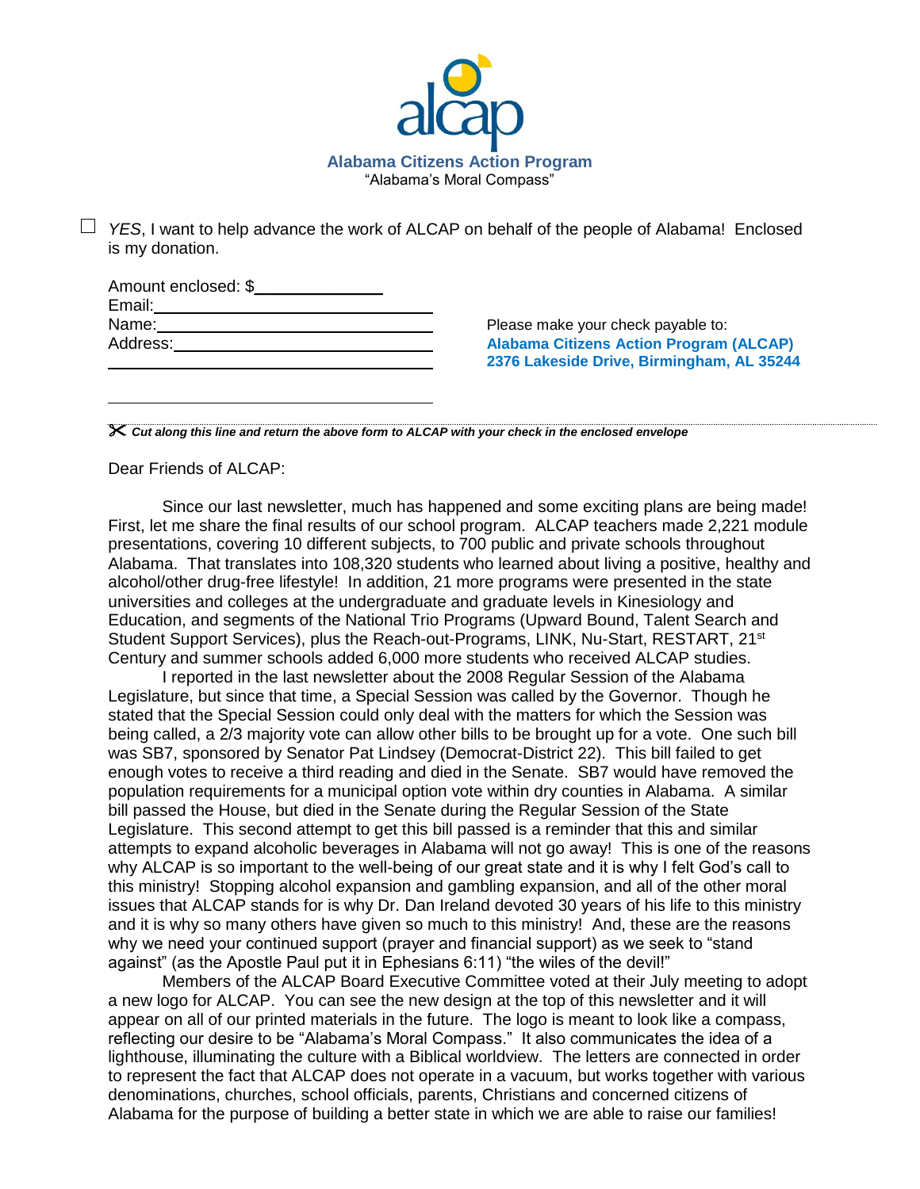# alcap

**Alabama Citizens Action Program**

"Alabama's Moral Compass"

☐ *YES*, I want to help advance the work of ALCAP on behalf of the people of Alabama! Enclosed is my donation.

Amount enclosed: $______________
Email:______________________________
Name:______________________________
Address:____________________________
____________________________________

____________________________________

Please make your check payable to:
**Alabama Citizens Action Program (ALCAP)**
**2376 Lakeside Drive, Birmingham, AL 35244**

✂ ***Cut along this line and return the above form to ALCAP with your check in the enclosed envelope***

Dear Friends of ALCAP:

Since our last newsletter, much has happened and some exciting plans are being made! First, let me share the final results of our school program. ALCAP teachers made 2,221 module presentations, covering 10 different subjects, to 700 public and private schools throughout Alabama. That translates into 108,320 students who learned about living a positive, healthy and alcohol/other drug-free lifestyle! In addition, 21 more programs were presented in the state universities and colleges at the undergraduate and graduate levels in Kinesiology and Education, and segments of the National Trio Programs (Upward Bound, Talent Search and Student Support Services), plus the Reach-out-Programs, LINK, Nu-Start, RESTART, 21st Century and summer schools added 6,000 more students who received ALCAP studies.

I reported in the last newsletter about the 2008 Regular Session of the Alabama Legislature, but since that time, a Special Session was called by the Governor. Though he stated that the Special Session could only deal with the matters for which the Session was being called, a 2/3 majority vote can allow other bills to be brought up for a vote. One such bill was SB7, sponsored by Senator Pat Lindsey (Democrat-District 22). This bill failed to get enough votes to receive a third reading and died in the Senate. SB7 would have removed the population requirements for a municipal option vote within dry counties in Alabama. A similar bill passed the House, but died in the Senate during the Regular Session of the State Legislature. This second attempt to get this bill passed is a reminder that this and similar attempts to expand alcoholic beverages in Alabama will not go away! This is one of the reasons why ALCAP is so important to the well-being of our great state and it is why I felt God's call to this ministry! Stopping alcohol expansion and gambling expansion, and all of the other moral issues that ALCAP stands for is why Dr. Dan Ireland devoted 30 years of his life to this ministry and it is why so many others have given so much to this ministry! And, these are the reasons why we need your continued support (prayer and financial support) as we seek to "stand against" (as the Apostle Paul put it in Ephesians 6:11) "the wiles of the devil!"

Members of the ALCAP Board Executive Committee voted at their July meeting to adopt a new logo for ALCAP. You can see the new design at the top of this newsletter and it will appear on all of our printed materials in the future. The logo is meant to look like a compass, reflecting our desire to be "Alabama's Moral Compass." It also communicates the idea of a lighthouse, illuminating the culture with a Biblical worldview. The letters are connected in order to represent the fact that ALCAP does not operate in a vacuum, but works together with various denominations, churches, school officials, parents, Christians and concerned citizens of Alabama for the purpose of building a better state in which we are able to raise our families!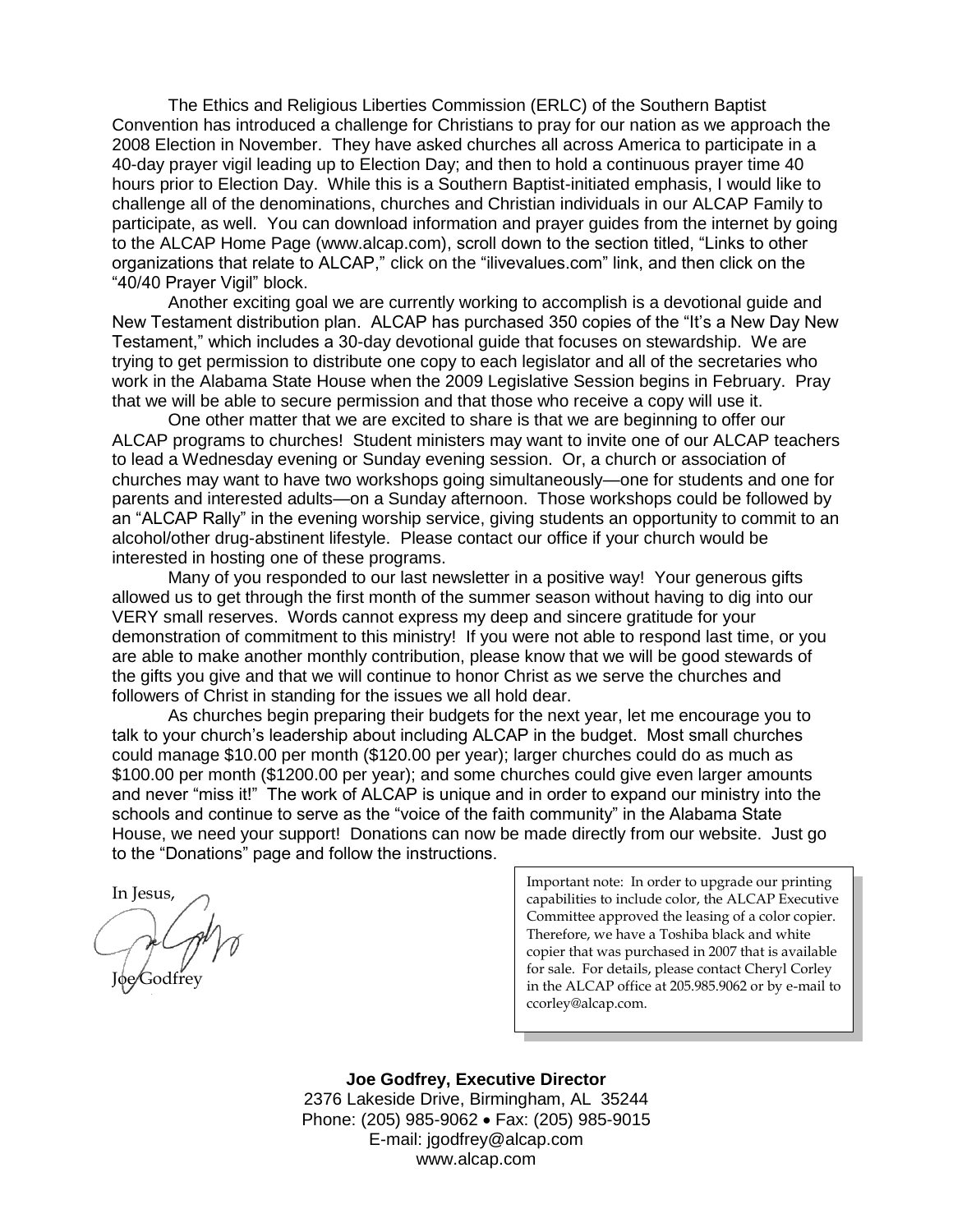The Ethics and Religious Liberties Commission (ERLC) of the Southern Baptist Convention has introduced a challenge for Christians to pray for our nation as we approach the 2008 Election in November. They have asked churches all across America to participate in a 40-day prayer vigil leading up to Election Day; and then to hold a continuous prayer time 40 hours prior to Election Day. While this is a Southern Baptist-initiated emphasis, I would like to challenge all of the denominations, churches and Christian individuals in our ALCAP Family to participate, as well. You can download information and prayer guides from the internet by going to the ALCAP Home Page (www.alcap.com), scroll down to the section titled, "Links to other organizations that relate to ALCAP," click on the "ilivevalues.com" link, and then click on the "40/40 Prayer Vigil" block.

Another exciting goal we are currently working to accomplish is a devotional guide and New Testament distribution plan. ALCAP has purchased 350 copies of the "It's a New Day New Testament," which includes a 30-day devotional guide that focuses on stewardship. We are trying to get permission to distribute one copy to each legislator and all of the secretaries who work in the Alabama State House when the 2009 Legislative Session begins in February. Pray that we will be able to secure permission and that those who receive a copy will use it.

One other matter that we are excited to share is that we are beginning to offer our ALCAP programs to churches! Student ministers may want to invite one of our ALCAP teachers to lead a Wednesday evening or Sunday evening session. Or, a church or association of churches may want to have two workshops going simultaneously—one for students and one for parents and interested adults—on a Sunday afternoon. Those workshops could be followed by an "ALCAP Rally" in the evening worship service, giving students an opportunity to commit to an alcohol/other drug-abstinent lifestyle. Please contact our office if your church would be interested in hosting one of these programs.

Many of you responded to our last newsletter in a positive way! Your generous gifts allowed us to get through the first month of the summer season without having to dig into our VERY small reserves. Words cannot express my deep and sincere gratitude for your demonstration of commitment to this ministry! If you were not able to respond last time, or you are able to make another monthly contribution, please know that we will be good stewards of the gifts you give and that we will continue to honor Christ as we serve the churches and followers of Christ in standing for the issues we all hold dear.

As churches begin preparing their budgets for the next year, let me encourage you to talk to your church's leadership about including ALCAP in the budget. Most small churches could manage $10.00 per month ($120.00 per year); larger churches could do as much as $100.00 per month ($1200.00 per year); and some churches could give even larger amounts and never "miss it!" The work of ALCAP is unique and in order to expand our ministry into the schools and continue to serve as the "voice of the faith community" in the Alabama State House, we need your support! Donations can now be made directly from our website. Just go to the "Donations" page and follow the instructions.

In Jesus,

Joe Godfrey

> Important note: In order to upgrade our printing capabilities to include color, the ALCAP Executive Committee approved the leasing of a color copier. Therefore, we have a Toshiba black and white copier that was purchased in 2007 that is available for sale. For details, please contact Cheryl Corley in the ALCAP office at 205.985.9062 or by e-mail to ccorley@alcap.com.

**Joe Godfrey, Executive Director**
2376 Lakeside Drive, Birmingham, AL 35244
Phone: (205) 985-9062 • Fax: (205) 985-9015
E-mail: jgodfrey@alcap.com
www.alcap.com